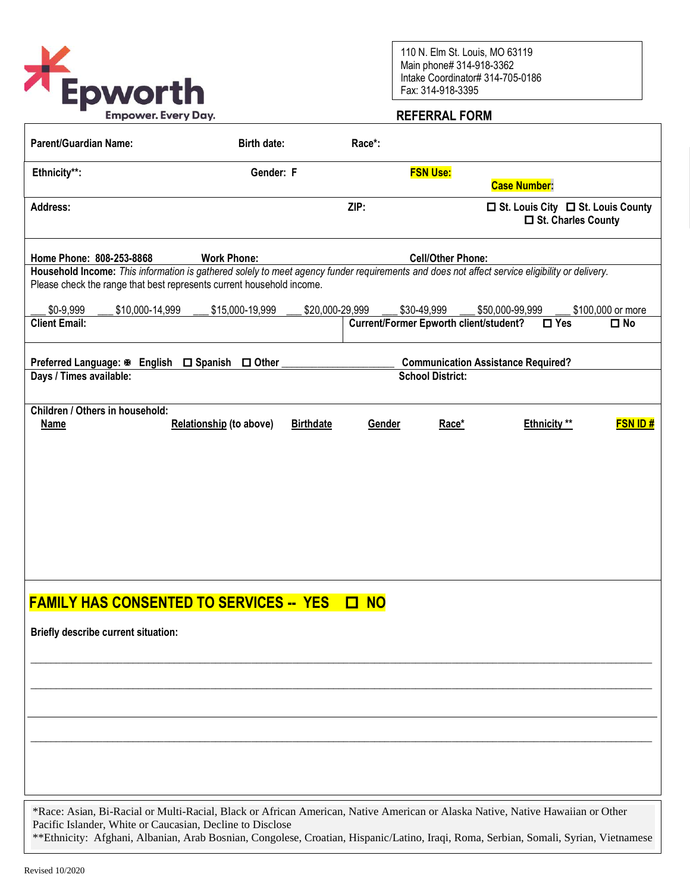Epworth
Empower. Every Day.

110 N. Elm St. Louis, MO 63119
Main phone# 314-918-3362
Intake Coordinator# 314-705-0186
Fax: 314-918-3395

## REFERRAL FORM

**Parent/Guardian Name:** **Birth date:** **Race*:**

**Ethnicity**:** **Gender: F** **FSN Use:** **Case Number:**

**Address:** **ZIP:** ☐ St. Louis City ☐ St. Louis County ☐ St. Charles County

**Home Phone: 808-253-8868** **Work Phone:** **Cell/Other Phone:**

**Household Income:** *This information is gathered solely to meet agency funder requirements and does not affect service eligibility or delivery.* Please check the range that best represents current household income.

___ $0-9,999 ___ $10,000-14,999 ___ $15,000-19,999 ___ $20,000-29,999 ___ $30-49,999 ___ $50,000-99,999 ___ $100,000 or more

**Client Email:** **Current/Former Epworth client/student?** ☐ Yes ☐ No

**Preferred Language:** ☒ English ☐ Spanish ☐ Other ____________________ **Communication Assistance Required?**

**Days / Times available:** **School District:**

**Children / Others in household:**

| Name | Relationship (to above) | Birthdate | Gender | Race* | Ethnicity ** | FSN ID # |
|---|---|---|---|---|---|---|
| | | | | | | |

**FAMILY HAS CONSENTED TO SERVICES -- YES ☐ NO**

**Briefly describe current situation:**

_______________________________________________________________________________

_______________________________________________________________________________

_______________________________________________________________________________

_______________________________________________________________________________

*Race: Asian, Bi-Racial or Multi-Racial, Black or African American, Native American or Alaska Native, Native Hawaiian or Other Pacific Islander, White or Caucasian, Decline to Disclose
**Ethnicity: Afghani, Albanian, Arab Bosnian, Congolese, Croatian, Hispanic/Latino, Iraqi, Roma, Serbian, Somali, Syrian, Vietnamese

Revised 10/2020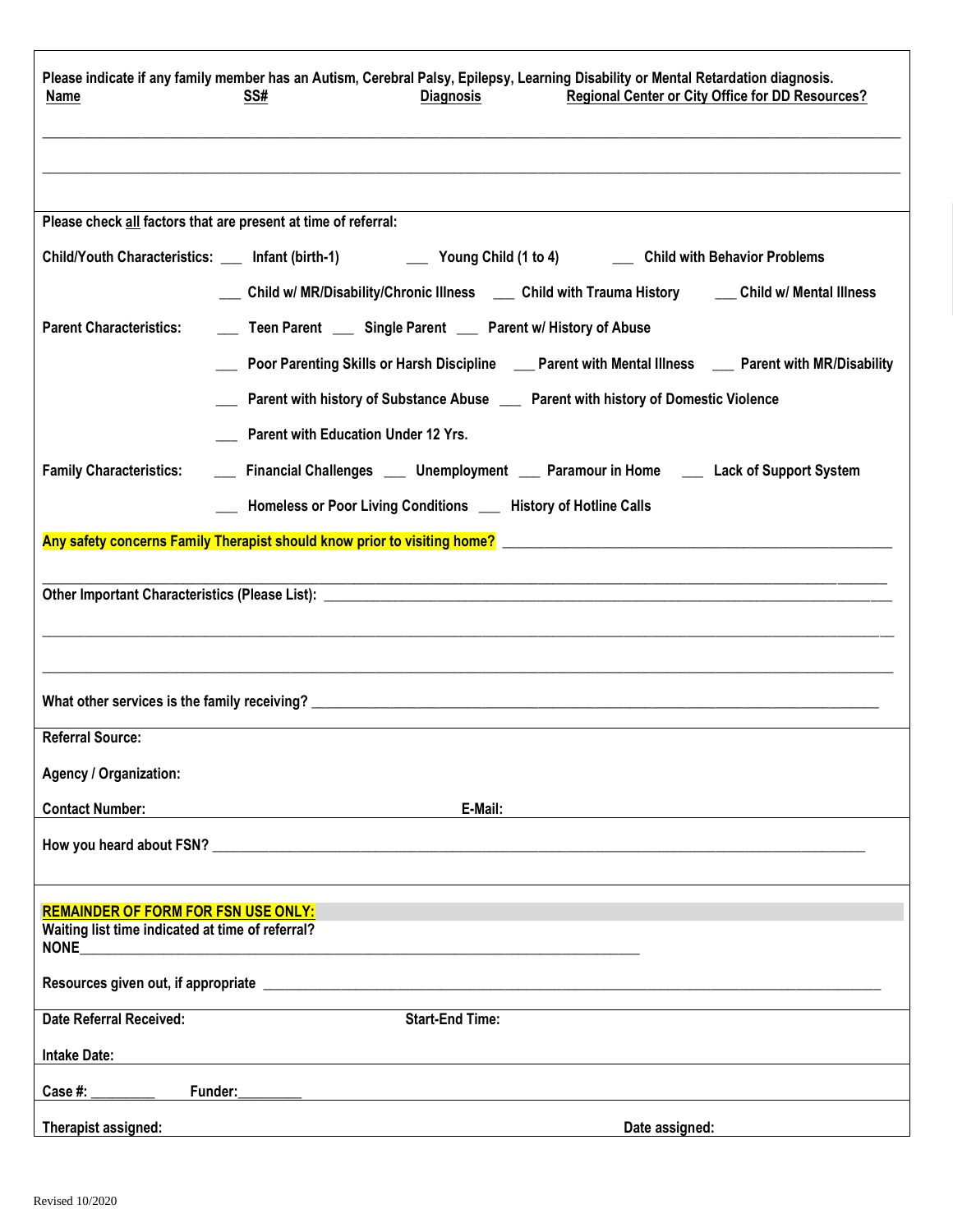**Please indicate if any family member has an Autism, Cerebral Palsy, Epilepsy, Learning Disability or Mental Retardation diagnosis.**

| **Name** | **SS#** | **Diagnosis** | **Regional Center or City Office for DD Resources?** |
|---|---|---|---|
| | | | |
| | | | |

**Please check all factors that are present at time of referral:**

**Child/Youth Characteristics:** ___ Infant (birth-1) ___ Young Child (1 to 4) ___ Child with Behavior Problems

___ Child w/ MR/Disability/Chronic Illness ___ Child with Trauma History ___ Child w/ Mental Illness

**Parent Characteristics:** ___ Teen Parent ___ Single Parent ___ Parent w/ History of Abuse

___ Poor Parenting Skills or Harsh Discipline ___ Parent with Mental Illness ___ Parent with MR/Disability

___ Parent with history of Substance Abuse ___ Parent with history of Domestic Violence

___ Parent with Education Under 12 Yrs.

**Family Characteristics:** ___ Financial Challenges ___ Unemployment ___ Paramour in Home ___ Lack of Support System

___ Homeless or Poor Living Conditions ___ History of Hotline Calls

**Any safety concerns Family Therapist should know prior to visiting home?** ______________________________

______________________________________________________________________

**Other Important Characteristics (Please List):** ______________________________

______________________________________________________________________

______________________________________________________________________

**What other services is the family receiving?** ______________________________

**Referral Source:**

**Agency / Organization:**

**Contact Number:** **E-Mail:**

**How you heard about FSN?** ______________________________

**REMAINDER OF FORM FOR FSN USE ONLY:**

**Waiting list time indicated at time of referral?**
**NONE**______________________________

**Resources given out, if appropriate** ______________________________

**Date Referral Received:** **Start-End Time:**

**Intake Date:**

**Case #:** _________ **Funder:**_________

**Therapist assigned:** **Date assigned:**

Revised 10/2020